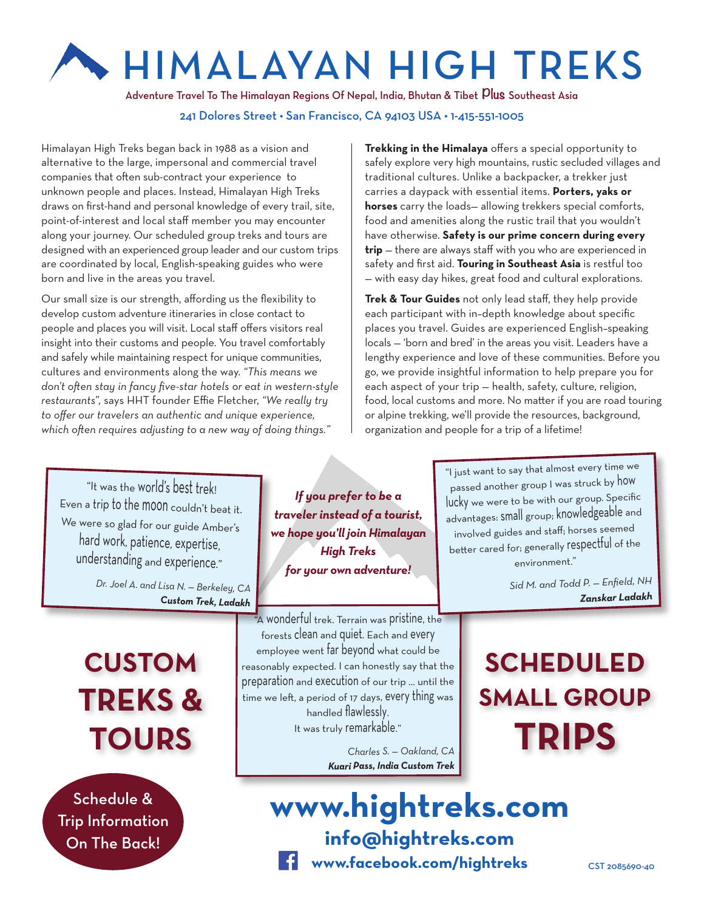# HIMALAYAN HIGH TREKS

Adventure Travel To The Himalayan Regions Of Nepal, India, Bhutan & Tibet Plus Southeast Asia

241 Dolores Street • San Francisco, CA 94103 USA • 1-415-551-1005

Himalayan High Treks began back in 1988 as a vision and alternative to the large, impersonal and commercial travel companies that often sub-contract your experience to unknown people and places. Instead, Himalayan High Treks draws on first-hand and personal knowledge of every trail, site, point-of-interest and local staff member you may encounter along your journey. Our scheduled group treks and tours are designed with an experienced group leader and our custom trips are coordinated by local, English-speaking guides who were born and live in the areas you travel.

Our small size is our strength, affording us the flexibility to develop custom adventure itineraries in close contact to people and places you will visit. Local staff offers visitors real insight into their customs and people. You travel comfortably and safely while maintaining respect for unique communities, cultures and environments along the way. *"This means we don't often stay in fancy five-star hotels or eat in western-style restaurants"*, says HHT founder Effie Fletcher, *"We really try to offer our travelers an authentic and unique experience, which often requires adjusting to a new way of doing things."*

**Trekking in the Himalaya** offers a special opportunity to safely explore very high mountains, rustic secluded villages and traditional cultures. Unlike a backpacker, a trekker just carries a daypack with essential items. **Porters, yaks or horses** carry the loads— allowing trekkers special comforts, food and amenities along the rustic trail that you wouldn't have otherwise. **Safety is our prime concern during every trip** — there are always staff with you who are experienced in safety and first aid. **Touring in Southeast Asia** is restful too — with easy day hikes, great food and cultural explorations.

**Trek & Tour Guides** not only lead staff, they help provide each participant with in-depth knowledge about specific places you travel. Guides are experienced English-speaking locals — 'born and bred' in the areas you visit. Leaders have a lengthy experience and love of these communities. Before you go, we provide insightful information to help prepare you for each aspect of your trip — health, safety, culture, religion, food, local customs and more. No matter if you are road touring or alpine trekking, we'll provide the resources, background, organization and people for a trip of a lifetime!

"It was the world's best trek! Even a trip to the moon couldn't beat it. We were so glad for our guide Amber's hard work, patience, expertise, understanding and experience."

*Dr. Joel A. and Lisa N. – Berkeley, CA*
***Custom Trek, Ladakh***

***If you prefer to be a traveler instead of a tourist, we hope you'll join Himalayan High Treks for your own adventure!***

"I just want to say that almost every time we passed another group I was struck by how lucky we were to be with our group. Specific advantages: small group; knowledgeable and involved guides and staff; horses seemed better cared for; generally respectful of the environment."

*Sid M. and Todd P. – Enfield, NH*
***Zanskar Ladakh***

"A wonderful trek. Terrain was pristine, the forests clean and quiet. Each and every employee went far beyond what could be reasonably expected. I can honestly say that the preparation and execution of our trip ... until the time we left, a period of 17 days, every thing was handled flawlessly. It was truly remarkable."

*Charles S. – Oakland, CA*
***Kuari Pass, India Custom Trek***

## CUSTOM TREKS & TOURS

## SCHEDULED SMALL GROUP TRIPS

Schedule & Trip Information On The Back!

**www.hightreks.com**

**info@hightreks.com**

**www.facebook.com/hightreks**

CST 2085690-40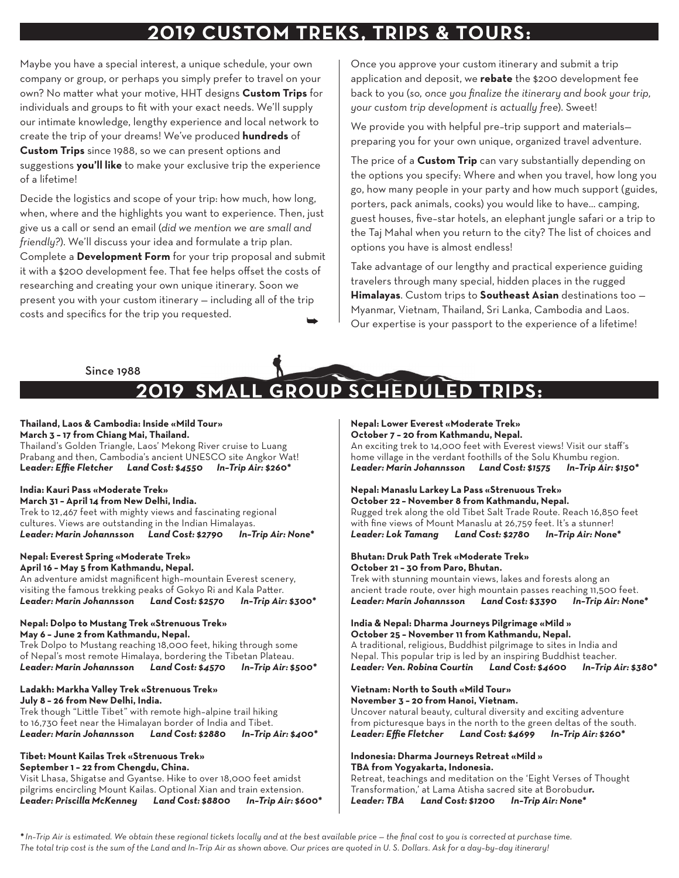# 2019 CUSTOM TREKS, TRIPS & TOURS:

Maybe you have a special interest, a unique schedule, your own company or group, or perhaps you simply prefer to travel on your own? No matter what your motive, HHT designs **Custom Trips** for individuals and groups to fit with your exact needs. We'll supply our intimate knowledge, lengthy experience and local network to create the trip of your dreams! We've produced **hundreds** of **Custom Trips** since 1988, so we can present options and suggestions **you'll like** to make your exclusive trip the experience of a lifetime!

Decide the logistics and scope of your trip: how much, how long, when, where and the highlights you want to experience. Then, just give us a call or send an email (*did we mention we are small and friendly?*). We'll discuss your idea and formulate a trip plan. Complete a **Development Form** for your trip proposal and submit it with a $200 development fee. That fee helps offset the costs of researching and creating your own unique itinerary. Soon we present you with your custom itinerary — including all of the trip costs and specifics for the trip you requested. ➥

Once you approve your custom itinerary and submit a trip application and deposit, we **rebate** the $200 development fee back to you (*so, once you finalize the itinerary and book your trip, your custom trip development is actually free*). Sweet!

We provide you with helpful pre-trip support and materials—preparing you for your own unique, organized travel adventure.

The price of a **Custom Trip** can vary substantially depending on the options you specify: Where and when you travel, how long you go, how many people in your party and how much support (guides, porters, pack animals, cooks) you would like to have... camping, guest houses, five-star hotels, an elephant jungle safari or a trip to the Taj Mahal when you return to the city? The list of choices and options you have is almost endless!

Take advantage of our lengthy and practical experience guiding travelers through many special, hidden places in the rugged **Himalayas**. Custom trips to **Southeast Asian** destinations too — Myanmar, Vietnam, Thailand, Sri Lanka, Cambodia and Laos. Our expertise is your passport to the experience of a lifetime!

Since 1988

# 2019 SMALL GROUP SCHEDULED TRIPS:

**Thailand, Laos & Cambodia: Inside «Mild Tour»**
**March 3 – 17 from Chiang Mai, Thailand.**
Thailand's Golden Triangle, Laos' Mekong River cruise to Luang Prabang and then, Cambodia's ancient UNESCO site Angkor Wat!
***Leader: Effie Fletcher    Land Cost: $4550    In-Trip Air: $260****

**India: Kauri Pass «Moderate Trek»**
**March 31 – April 14 from New Delhi, India.**
Trek to 12,467 feet with mighty views and fascinating regional cultures. Views are outstanding in the Indian Himalayas.
***Leader: Marin Johannsson    Land Cost: $2790    In-Trip Air: None****

**Nepal: Everest Spring «Moderate Trek»**
**April 16 – May 5 from Kathmandu, Nepal.**
An adventure amidst magnificent high-mountain Everest scenery, visiting the famous trekking peaks of Gokyo Ri and Kala Patter.
***Leader: Marin Johannsson    Land Cost: $2570    In-Trip Air: $300****

**Nepal: Dolpo to Mustang Trek «Strenuous Trek»**
**May 6 – June 2 from Kathmandu, Nepal.**
Trek Dolpo to Mustang reaching 18,000 feet, hiking through some of Nepal's most remote Himalaya, bordering the Tibetan Plateau.
***Leader: Marin Johannsson    Land Cost: $4570    In-Trip Air: $500****

**Ladakh: Markha Valley Trek «Strenuous Trek»**
**July 8 – 26 from New Delhi, India.**
Trek though "Little Tibet" with remote high-alpine trail hiking to 16,730 feet near the Himalayan border of India and Tibet.
***Leader: Marin Johannsson    Land Cost: $2880    In-Trip Air: $400****

**Tibet: Mount Kailas Trek «Strenuous Trek»**
**September 1 – 22 from Chengdu, China.**
Visit Lhasa, Shigatse and Gyantse. Hike to over 18,000 feet amidst pilgrims encircling Mount Kailas. Optional Xian and train extension.
***Leader: Priscilla McKenney    Land Cost: $8800    In-Trip Air: $600****

**Nepal: Lower Everest «Moderate Trek»**
**October 7 – 20 from Kathmandu, Nepal.**
An exciting trek to 14,000 feet with Everest views! Visit our staff's home village in the verdant foothills of the Solu Khumbu region.
***Leader: Marin Johannsson    Land Cost: $1575    In-Trip Air: $150****

**Nepal: Manaslu Larkey La Pass «Strenuous Trek»**
**October 22 – November 8 from Kathmandu, Nepal.**
Rugged trek along the old Tibet Salt Trade Route. Reach 16,850 feet with fine views of Mount Manaslu at 26,759 feet. It's a stunner!
***Leader: Lok Tamang    Land Cost: $2780    In-Trip Air: None****

**Bhutan: Druk Path Trek «Moderate Trek»**
**October 21 – 30 from Paro, Bhutan.**
Trek with stunning mountain views, lakes and forests along an ancient trade route, over high mountain passes reaching 11,500 feet.
***Leader: Marin Johannsson    Land Cost: $3390    In-Trip Air: None****

**India & Nepal: Dharma Journeys Pilgrimage «Mild »**
**October 25 – November 11 from Kathmandu, Nepal.**
A traditional, religious, Buddhist pilgrimage to sites in India and Nepal. This popular trip is led by an inspiring Buddhist teacher.
***Leader: Ven. Robina Courtin    Land Cost: $4600    In-Trip Air: $380****

**Vietnam: North to South «Mild Tour»**
**November 3 – 20 from Hanoi, Vietnam.**
Uncover natural beauty, cultural diversity and exciting adventure from picturesque bays in the north to the green deltas of the south.
***Leader: Effie Fletcher    Land Cost: $4699    In-Trip Air: $260****

**Indonesia: Dharma Journeys Retreat «Mild »**
**TBA from Yogyakarta, Indonesia.**
Retreat, teachings and meditation on the 'Eight Verses of Thought Transformation,' at Lama Atisha sacred site at Borobudur.
***Leader: TBA    Land Cost: $1200    In-Trip Air: None****

*\* In-Trip Air is estimated. We obtain these regional tickets locally and at the best available price — the final cost to you is corrected at purchase time. The total trip cost is the sum of the Land and In-Trip Air as shown above. Our prices are quoted in U. S. Dollars. Ask for a day-by-day itinerary!*